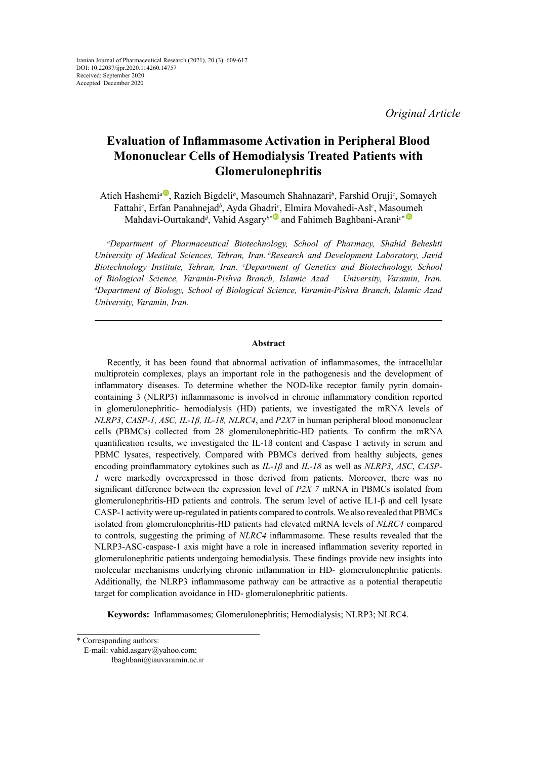Iranian Journal of Pharmaceutical Research (2021), 20 (3): 609-617
DOI: 10.22037/ijpr.2020.114260.14757
Received: September 2020
Accepted: December 2020

*Original Article*

# Evaluation of Inflammasome Activation in Peripheral Blood Mononuclear Cells of Hemodialysis Treated Patients with Glomerulonephritis

Atieh Hashemi[a], Razieh Bigdeli[b], Masoumeh Shahnazari[b], Farshid Oruji[c], Somayeh Fattahi[c], Erfan Panahnejad[b], Ayda Ghadri[c], Elmira Movahedi-Asl[c], Masoumeh Mahdavi-Ourtakand[d], Vahid Asgary[b]* and Fahimeh Baghbani-Arani[c]*

*[a]Department of Pharmaceutical Biotechnology, School of Pharmacy, Shahid Beheshti University of Medical Sciences, Tehran, Iran. [b]Research and Development Laboratory, Javid Biotechnology Institute, Tehran, Iran. [c]Department of Genetics and Biotechnology, School of Biological Science, Varamin-Pishva Branch, Islamic Azad University, Varamin, Iran. [d]Department of Biology, School of Biological Science, Varamin-Pishva Branch, Islamic Azad University, Varamin, Iran.*

---

## Abstract

Recently, it has been found that abnormal activation of inflammasomes, the intracellular multiprotein complexes, plays an important role in the pathogenesis and the development of inflammatory diseases. To determine whether the NOD-like receptor family pyrin domain-containing 3 (NLRP3) inflammasome is involved in chronic inflammatory condition reported in glomerulonephritic- hemodialysis (HD) patients, we investigated the mRNA levels of *NLRP3*, *CASP-1, ASC, IL-1β, IL-18, NLRC4*, and *P2X7* in human peripheral blood mononuclear cells (PBMCs) collected from 28 glomerulonephritic-HD patients. To confirm the mRNA quantification results, we investigated the IL-1ß content and Caspase 1 activity in serum and PBMC lysates, respectively. Compared with PBMCs derived from healthy subjects, genes encoding proinflammatory cytokines such as *IL-1β* and *IL-18* as well as *NLRP3*, *ASC*, *CASP-1* were markedly overexpressed in those derived from patients. Moreover, there was no significant difference between the expression level of *P2X 7* mRNA in PBMCs isolated from glomerulonephritis-HD patients and controls. The serum level of active IL1-β and cell lysate CASP-1 activity were up-regulated in patients compared to controls. We also revealed that PBMCs isolated from glomerulonephritis-HD patients had elevated mRNA levels of *NLRC4* compared to controls, suggesting the priming of *NLRC4* inflammasome. These results revealed that the NLRP3-ASC-caspase-1 axis might have a role in increased inflammation severity reported in glomerulonephritic patients undergoing hemodialysis. These findings provide new insights into molecular mechanisms underlying chronic inflammation in HD- glomerulonephritic patients. Additionally, the NLRP3 inflammasome pathway can be attractive as a potential therapeutic target for complication avoidance in HD- glomerulonephritic patients.

**Keywords:** Inflammasomes; Glomerulonephritis; Hemodialysis; NLRP3; NLRC4.

---

\* Corresponding authors:
E-mail: vahid.asgary@yahoo.com;
fbaghbani@iauvaramin.ac.ir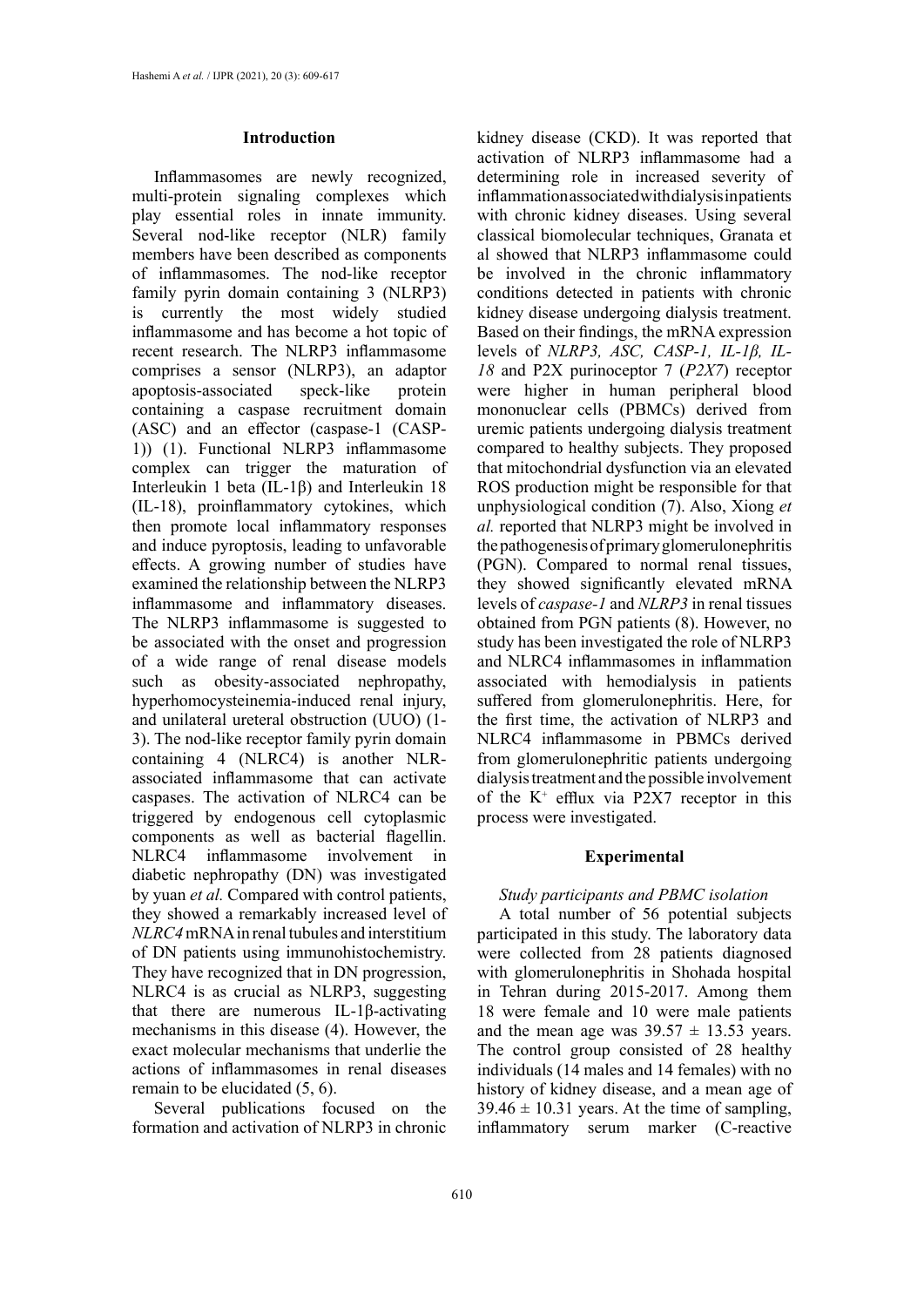## Introduction

Inflammasomes are newly recognized, multi-protein signaling complexes which play essential roles in innate immunity. Several nod-like receptor (NLR) family members have been described as components of inflammasomes. The nod-like receptor family pyrin domain containing 3 (NLRP3) is currently the most widely studied inflammasome and has become a hot topic of recent research. The NLRP3 inflammasome comprises a sensor (NLRP3), an adaptor apoptosis-associated speck-like protein containing a caspase recruitment domain (ASC) and an effector (caspase-1 (CASP-1)) (1). Functional NLRP3 inflammasome complex can trigger the maturation of Interleukin 1 beta (IL-1β) and Interleukin 18 (IL-18), proinflammatory cytokines, which then promote local inflammatory responses and induce pyroptosis, leading to unfavorable effects. A growing number of studies have examined the relationship between the NLRP3 inflammasome and inflammatory diseases. The NLRP3 inflammasome is suggested to be associated with the onset and progression of a wide range of renal disease models such as obesity-associated nephropathy, hyperhomocysteinemia-induced renal injury, and unilateral ureteral obstruction (UUO) (1-3). The nod-like receptor family pyrin domain containing 4 (NLRC4) is another NLR-associated inflammasome that can activate caspases. The activation of NLRC4 can be triggered by endogenous cell cytoplasmic components as well as bacterial flagellin. NLRC4 inflammasome involvement in diabetic nephropathy (DN) was investigated by yuan *et al.* Compared with control patients, they showed a remarkably increased level of *NLRC4* mRNA in renal tubules and interstitium of DN patients using immunohistochemistry. They have recognized that in DN progression, NLRC4 is as crucial as NLRP3, suggesting that there are numerous IL-1β-activating mechanisms in this disease (4). However, the exact molecular mechanisms that underlie the actions of inflammasomes in renal diseases remain to be elucidated (5, 6).

Several publications focused on the formation and activation of NLRP3 in chronic kidney disease (CKD). It was reported that activation of NLRP3 inflammasome had a determining role in increased severity of inflammation associated with dialysis in patients with chronic kidney diseases. Using several classical biomolecular techniques, Granata et al showed that NLRP3 inflammasome could be involved in the chronic inflammatory conditions detected in patients with chronic kidney disease undergoing dialysis treatment. Based on their findings, the mRNA expression levels of *NLRP3, ASC, CASP-1, IL-1β, IL-18* and P2X purinoceptor 7 (*P2X7*) receptor were higher in human peripheral blood mononuclear cells (PBMCs) derived from uremic patients undergoing dialysis treatment compared to healthy subjects. They proposed that mitochondrial dysfunction via an elevated ROS production might be responsible for that unphysiological condition (7). Also, Xiong *et al.* reported that NLRP3 might be involved in the pathogenesis of primary glomerulonephritis (PGN). Compared to normal renal tissues, they showed significantly elevated mRNA levels of *caspase-1* and *NLRP3* in renal tissues obtained from PGN patients (8). However, no study has been investigated the role of NLRP3 and NLRC4 inflammasomes in inflammation associated with hemodialysis in patients suffered from glomerulonephritis. Here, for the first time, the activation of NLRP3 and NLRC4 inflammasome in PBMCs derived from glomerulonephritic patients undergoing dialysis treatment and the possible involvement of the $K^+$ efflux via P2X7 receptor in this process were investigated.

## Experimental

### *Study participants and PBMC isolation*

A total number of 56 potential subjects participated in this study. The laboratory data were collected from 28 patients diagnosed with glomerulonephritis in Shohada hospital in Tehran during 2015-2017. Among them 18 were female and 10 were male patients and the mean age was $39.57 \pm 13.53$ years. The control group consisted of 28 healthy individuals (14 males and 14 females) with no history of kidney disease, and a mean age of $39.46 \pm 10.31$ years. At the time of sampling, inflammatory serum marker (C-reactive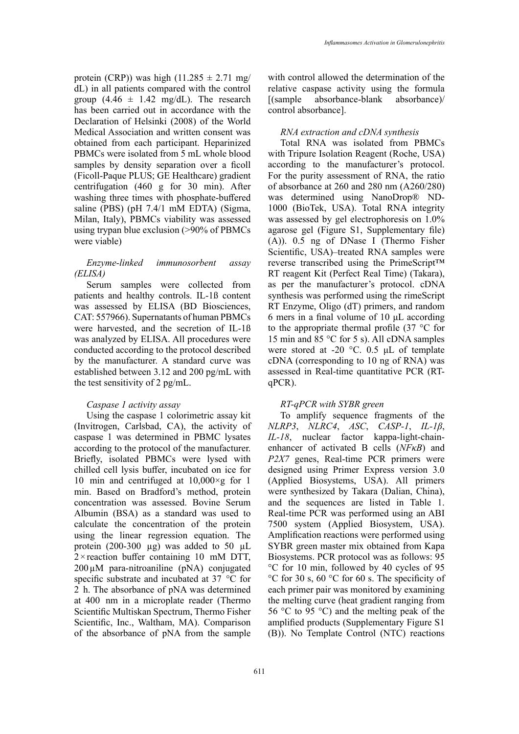protein (CRP)) was high ($11.285 \pm 2.71$ mg/dL) in all patients compared with the control group ($4.46 \pm 1.42$ mg/dL). The research has been carried out in accordance with the Declaration of Helsinki (2008) of the World Medical Association and written consent was obtained from each participant. Heparinized PBMCs were isolated from 5 mL whole blood samples by density separation over a ficoll (Ficoll-Paque PLUS; GE Healthcare) gradient centrifugation (460 g for 30 min). After washing three times with phosphate-buffered saline (PBS) (pH 7.4/1 mM EDTA) (Sigma, Milan, Italy), PBMCs viability was assessed using trypan blue exclusion (>90% of PBMCs were viable)

*Enzyme-linked immunosorbent assay (ELISA)*

Serum samples were collected from patients and healthy controls. IL-1ß content was assessed by ELISA (BD Biosciences, CAT: 557966). Supernatants of human PBMCs were harvested, and the secretion of IL-1ß was analyzed by ELISA. All procedures were conducted according to the protocol described by the manufacturer. A standard curve was established between 3.12 and 200 pg/mL with the test sensitivity of 2 pg/mL.

*Caspase 1 activity assay*

Using the caspase 1 colorimetric assay kit (Invitrogen, Carlsbad, CA), the activity of caspase 1 was determined in PBMC lysates according to the protocol of the manufacturer. Briefly, isolated PBMCs were lysed with chilled cell lysis buffer, incubated on ice for 10 min and centrifuged at 10,000×g for 1 min. Based on Bradford's method, protein concentration was assessed. Bovine Serum Albumin (BSA) as a standard was used to calculate the concentration of the protein using the linear regression equation. The protein (200-300 µg) was added to 50 µL 2×reaction buffer containing 10 mM DTT, 200 µM para-nitroaniline (pNA) conjugated specific substrate and incubated at 37 °C for 2 h. The absorbance of pNA was determined at 400 nm in a microplate reader (Thermo Scientific Multiskan Spectrum, Thermo Fisher Scientific, Inc., Waltham, MA). Comparison of the absorbance of pNA from the sample with control allowed the determination of the relative caspase activity using the formula [(sample absorbance-blank absorbance)/ control absorbance].

*RNA extraction and cDNA synthesis*

Total RNA was isolated from PBMCs with Tripure Isolation Reagent (Roche, USA) according to the manufacturer's protocol. For the purity assessment of RNA, the ratio of absorbance at 260 and 280 nm (A260/280) was determined using NanoDrop® ND-1000 (BioTek, USA). Total RNA integrity was assessed by gel electrophoresis on 1.0% agarose gel (Figure S1, Supplementary file) (A)). 0.5 ng of DNase I (Thermo Fisher Scientific, USA)–treated RNA samples were reverse transcribed using the PrimeScript™ RT reagent Kit (Perfect Real Time) (Takara), as per the manufacturer's protocol. cDNA synthesis was performed using the rimeScript RT Enzyme, Oligo (dT) primers, and random 6 mers in a final volume of 10 µL according to the appropriate thermal profile (37 °C for 15 min and 85 °C for 5 s). All cDNA samples were stored at -20 °C. 0.5 µL of template cDNA (corresponding to 10 ng of RNA) was assessed in Real-time quantitative PCR (RT-qPCR).

*RT-qPCR with SYBR green*

To amplify sequence fragments of the *NLRP3*, *NLRC4*, *ASC*, *CASP-1*, *IL-1β*, *IL-18*, nuclear factor kappa-light-chain-enhancer of activated B cells (*NFκB*) and *P2X7* genes, Real-time PCR primers were designed using Primer Express version 3.0 (Applied Biosystems, USA). All primers were synthesized by Takara (Dalian, China), and the sequences are listed in Table 1. Real-time PCR was performed using an ABI 7500 system (Applied Biosystem, USA). Amplification reactions were performed using SYBR green master mix obtained from Kapa Biosystems. PCR protocol was as follows: 95 °C for 10 min, followed by 40 cycles of 95 °C for 30 s, 60 °C for 60 s. The specificity of each primer pair was monitored by examining the melting curve (heat gradient ranging from 56 °C to 95 °C) and the melting peak of the amplified products (Supplementary Figure S1 (B)). No Template Control (NTC) reactions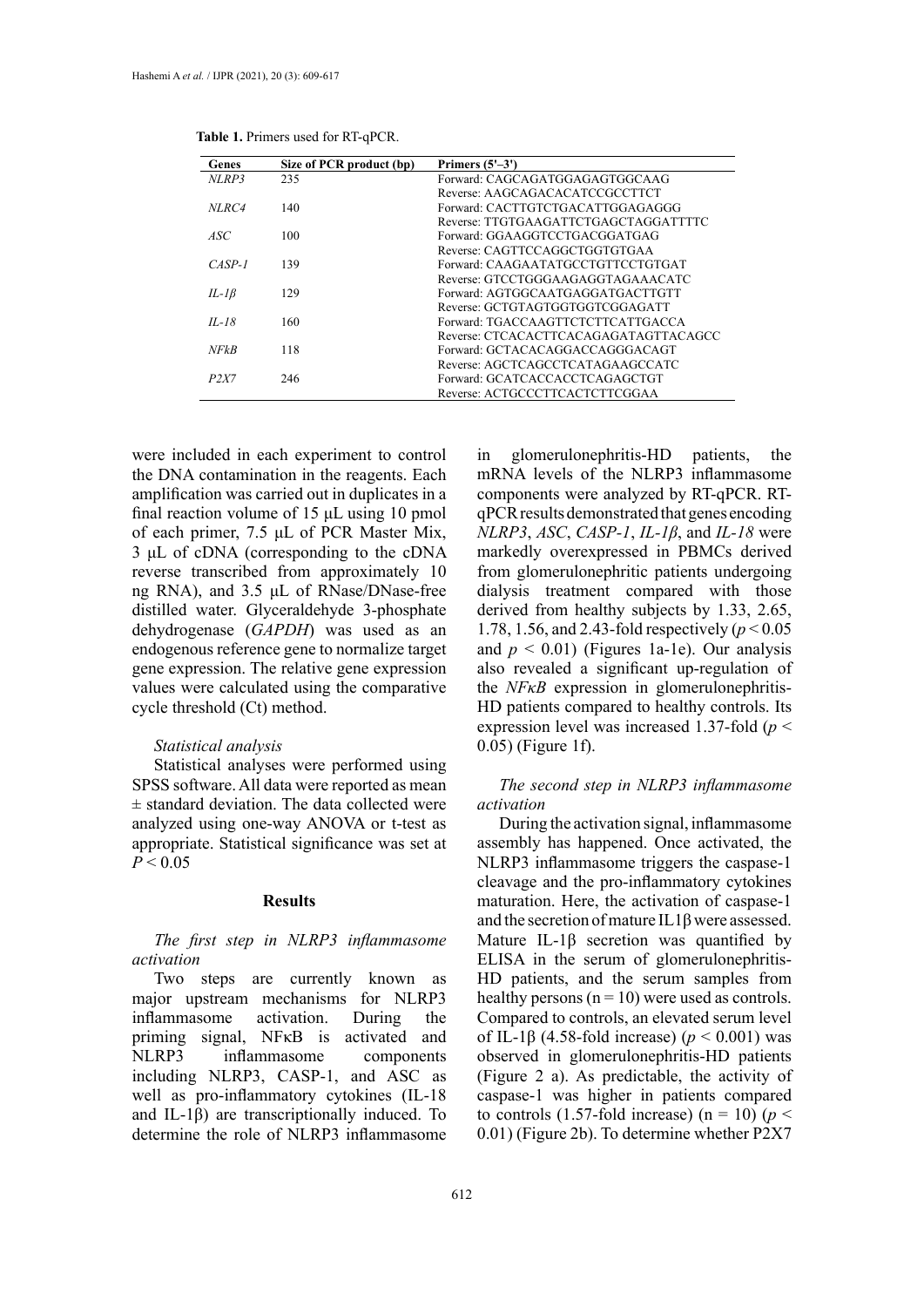**Table 1.** Primers used for RT-qPCR.

| Genes | Size of PCR product (bp) | Primers (5'–3') |
|---|---|---|
| *NLRP3* | 235 | Forward: CAGCAGATGGAGAGTGGCAAG |
| | | Reverse: AAGCAGACACATCCGCCTTCT |
| *NLRC4* | 140 | Forward: CACTTGTCTGACATTGGAGAGGG |
| | | Reverse: TTGTGAAGATTCTGAGCTAGGATTTTC |
| *ASC* | 100 | Forward: GGAAGGTCCTGACGGATGAG |
| | | Reverse: CAGTTCCAGGCTGGTGTGAA |
| *CASP-1* | 139 | Forward: CAAGAATATGCCTGTTCCTGTGAT |
| | | Reverse: GTCCTGGGAAGAGGTAGAAACATC |
| *IL-1β* | 129 | Forward: AGTGGCAATGAGGATGACTTGT |
| | | Reverse: GCTGTAGTGGTGGTCGGAGATT |
| *IL-18* | 160 | Forward: TGACCAAGTTCTCTTCATTGACCA |
| | | Reverse: CTCACACTTCACAGAGATAGTTACAGCC |
| *NFkB* | 118 | Forward: GCTACACAGGACCAGGGACAGT |
| | | Reverse: AGCTCAGCCTCATAGAAGCCATC |
| *P2X7* | 246 | Forward: GCATCACCACCTCAGAGCTGT |
| | | Reverse: ACTGCCCTTCACTCTTCGGAA |

were included in each experiment to control the DNA contamination in the reagents. Each amplification was carried out in duplicates in a final reaction volume of 15 µL using 10 pmol of each primer, 7.5 µL of PCR Master Mix, 3 µL of cDNA (corresponding to the cDNA reverse transcribed from approximately 10 ng RNA), and 3.5 µL of RNase/DNase-free distilled water. Glyceraldehyde 3-phosphate dehydrogenase (*GAPDH*) was used as an endogenous reference gene to normalize target gene expression. The relative gene expression values were calculated using the comparative cycle threshold (Ct) method.

*Statistical analysis*

Statistical analyses were performed using SPSS software. All data were reported as mean ± standard deviation. The data collected were analyzed using one-way ANOVA or t-test as appropriate. Statistical significance was set at $P < 0.05$

## Results

*The first step in NLRP3 inflammasome activation*

Two steps are currently known as major upstream mechanisms for NLRP3 inflammasome activation. During the priming signal, NFκB is activated and NLRP3 inflammasome components including NLRP3, CASP-1, and ASC as well as pro-inflammatory cytokines (IL-18 and IL-1β) are transcriptionally induced. To determine the role of NLRP3 inflammasome in glomerulonephritis-HD patients, the mRNA levels of the NLRP3 inflammasome components were analyzed by RT-qPCR. RT-qPCR results demonstrated that genes encoding *NLRP3*, *ASC*, *CASP-1*, *IL-1β*, and *IL-18* were markedly overexpressed in PBMCs derived from glomerulonephritic patients undergoing dialysis treatment compared with those derived from healthy subjects by 1.33, 2.65, 1.78, 1.56, and 2.43-fold respectively ($p < 0.05$ and $p < 0.01$) (Figures 1a-1e). Our analysis also revealed a significant up-regulation of the *NFκB* expression in glomerulonephritis-HD patients compared to healthy controls. Its expression level was increased 1.37-fold ($p < 0.05$) (Figure 1f).

*The second step in NLRP3 inflammasome activation*

During the activation signal, inflammasome assembly has happened. Once activated, the NLRP3 inflammasome triggers the caspase-1 cleavage and the pro-inflammatory cytokines maturation. Here, the activation of caspase-1 and the secretion of mature IL1β were assessed. Mature IL-1β secretion was quantified by ELISA in the serum of glomerulonephritis-HD patients, and the serum samples from healthy persons (n = 10) were used as controls. Compared to controls, an elevated serum level of IL-1β (4.58-fold increase) ($p < 0.001$) was observed in glomerulonephritis-HD patients (Figure 2 a). As predictable, the activity of caspase-1 was higher in patients compared to controls (1.57-fold increase) (n = 10) ($p < 0.01$) (Figure 2b). To determine whether P2X7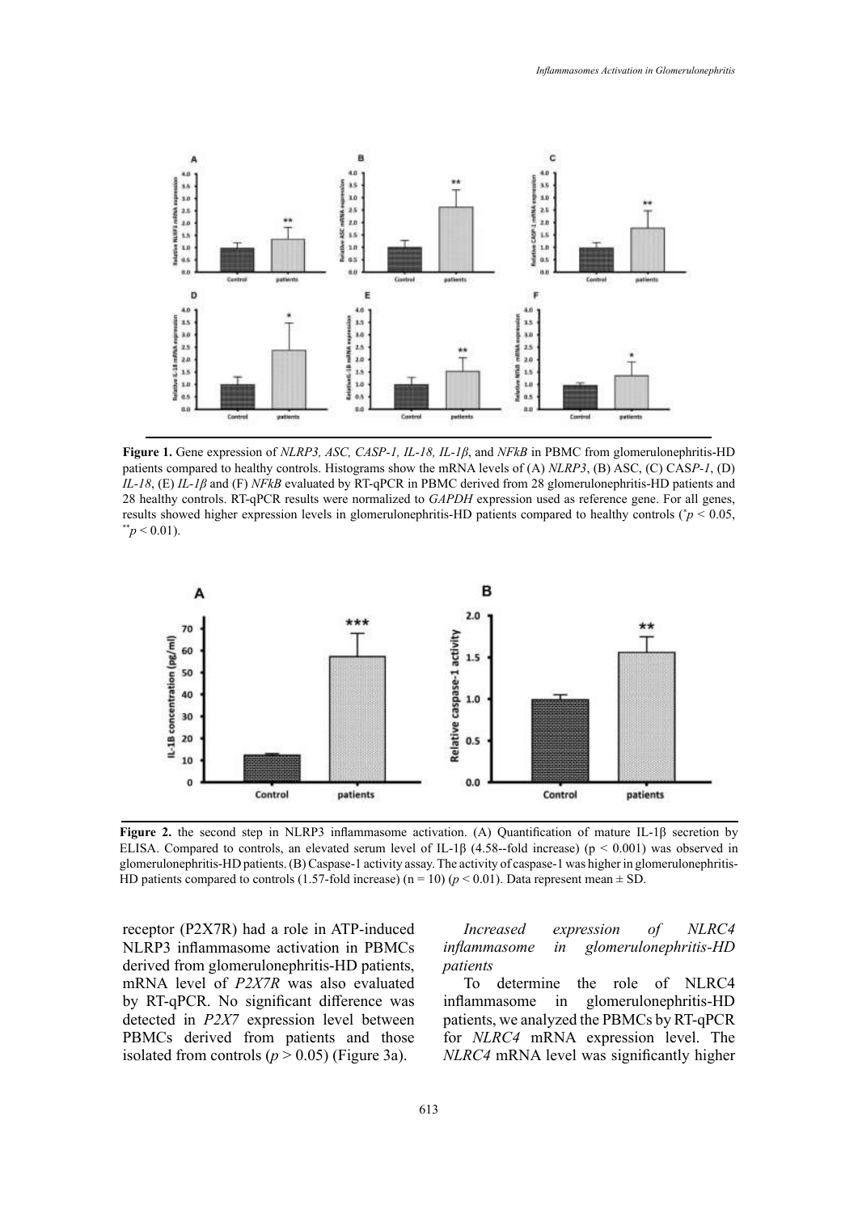**Figure 1.** Gene expression of *NLRP3, ASC, CASP-1, IL-18, IL-1β*, and *NFkB* in PBMC from glomerulonephritis-HD patients compared to healthy controls. Histograms show the mRNA levels of (A) *NLRP3*, (B) ASC, (C) CAS*P-1*, (D) *IL-18*, (E) *IL-1β* and (F) *NFkB* evaluated by RT-qPCR in PBMC derived from 28 glomerulonephritis-HD patients and 28 healthy controls. RT-qPCR results were normalized to *GAPDH* expression used as reference gene. For all genes, results showed higher expression levels in glomerulonephritis-HD patients compared to healthy controls ($^{*}p < 0.05$, $^{**}p < 0.01$).

**Figure 2.** the second step in NLRP3 inflammasome activation. (A) Quantification of mature IL-1β secretion by ELISA. Compared to controls, an elevated serum level of IL-1β (4.58--fold increase) ($p < 0.001$) was observed in glomerulonephritis-HD patients. (B) Caspase-1 activity assay. The activity of caspase-1 was higher in glomerulonephritis-HD patients compared to controls (1.57-fold increase) (n = 10) ($p < 0.01$). Data represent mean ± SD.

receptor (P2X7R) had a role in ATP-induced NLRP3 inflammasome activation in PBMCs derived from glomerulonephritis-HD patients, mRNA level of *P2X7R* was also evaluated by RT-qPCR. No significant difference was detected in *P2X7* expression level between PBMCs derived from patients and those isolated from controls ($p > 0.05$) (Figure 3a).

*Increased expression of NLRC4 inflammasome in glomerulonephritis-HD patients*

To determine the role of NLRC4 inflammasome in glomerulonephritis-HD patients, we analyzed the PBMCs by RT-qPCR for *NLRC4* mRNA expression level. The *NLRC4* mRNA level was significantly higher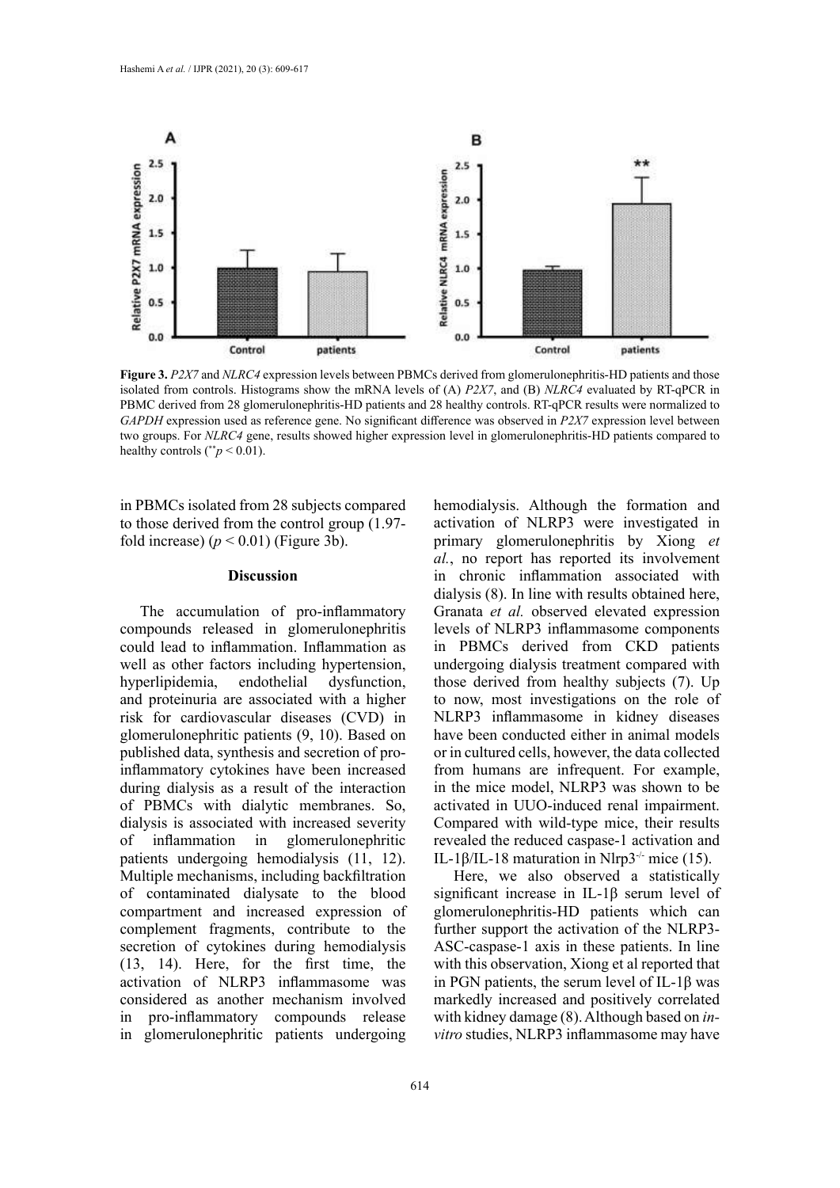**Figure 3.** *P2X7* and *NLRC4* expression levels between PBMCs derived from glomerulonephritis-HD patients and those isolated from controls. Histograms show the mRNA levels of (A) *P2X7*, and (B) *NLRC4* evaluated by RT-qPCR in PBMC derived from 28 glomerulonephritis-HD patients and 28 healthy controls. RT-qPCR results were normalized to *GAPDH* expression used as reference gene. No significant difference was observed in *P2X7* expression level between two groups. For *NLRC4* gene, results showed higher expression level in glomerulonephritis-HD patients compared to healthy controls ($^{**}p < 0.01$).

in PBMCs isolated from 28 subjects compared to those derived from the control group (1.97-fold increase) ($p < 0.01$) (Figure 3b).

## Discussion

The accumulation of pro-inflammatory compounds released in glomerulonephritis could lead to inflammation. Inflammation as well as other factors including hypertension, hyperlipidemia, endothelial dysfunction, and proteinuria are associated with a higher risk for cardiovascular diseases (CVD) in glomerulonephritic patients (9, 10). Based on published data, synthesis and secretion of pro-inflammatory cytokines have been increased during dialysis as a result of the interaction of PBMCs with dialytic membranes. So, dialysis is associated with increased severity of inflammation in glomerulonephritic patients undergoing hemodialysis (11, 12). Multiple mechanisms, including backfiltration of contaminated dialysate to the blood compartment and increased expression of complement fragments, contribute to the secretion of cytokines during hemodialysis (13, 14). Here, for the first time, the activation of NLRP3 inflammasome was considered as another mechanism involved in pro-inflammatory compounds release in glomerulonephritic patients undergoing hemodialysis. Although the formation and activation of NLRP3 were investigated in primary glomerulonephritis by Xiong *et al.*, no report has reported its involvement in chronic inflammation associated with dialysis (8). In line with results obtained here, Granata *et al.* observed elevated expression levels of NLRP3 inflammasome components in PBMCs derived from CKD patients undergoing dialysis treatment compared with those derived from healthy subjects (7). Up to now, most investigations on the role of NLRP3 inflammasome in kidney diseases have been conducted either in animal models or in cultured cells, however, the data collected from humans are infrequent. For example, in the mice model, NLRP3 was shown to be activated in UUO-induced renal impairment. Compared with wild-type mice, their results revealed the reduced caspase-1 activation and IL-1β/IL-18 maturation in $Nlrp3^{-/-}$ mice (15).

Here, we also observed a statistically significant increase in IL-1β serum level of glomerulonephritis-HD patients which can further support the activation of the NLRP3-ASC-caspase-1 axis in these patients. In line with this observation, Xiong et al reported that in PGN patients, the serum level of IL-1β was markedly increased and positively correlated with kidney damage (8). Although based on *in-vitro* studies, NLRP3 inflammasome may have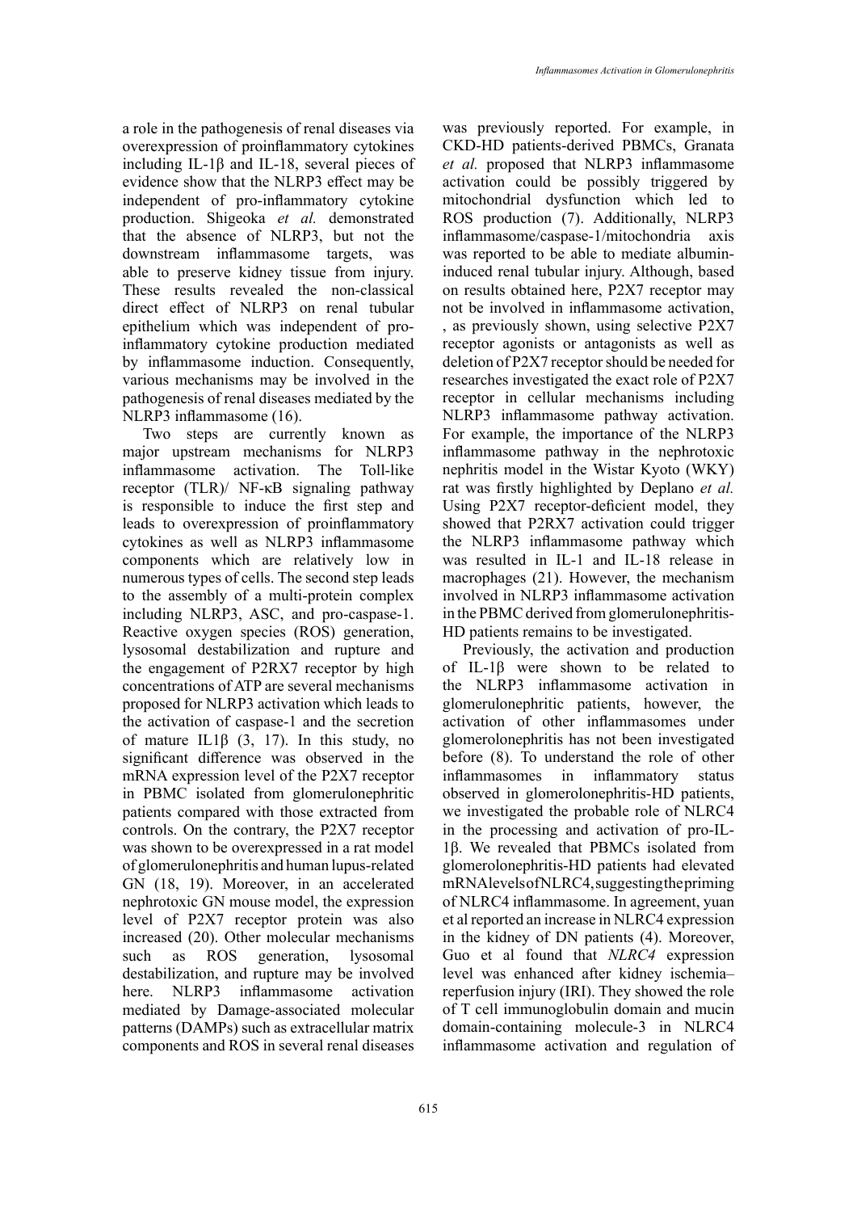a role in the pathogenesis of renal diseases via overexpression of proinflammatory cytokines including IL-1β and IL-18, several pieces of evidence show that the NLRP3 effect may be independent of pro-inflammatory cytokine production. Shigeoka *et al.* demonstrated that the absence of NLRP3, but not the downstream inflammasome targets, was able to preserve kidney tissue from injury. These results revealed the non-classical direct effect of NLRP3 on renal tubular epithelium which was independent of pro-inflammatory cytokine production mediated by inflammasome induction. Consequently, various mechanisms may be involved in the pathogenesis of renal diseases mediated by the NLRP3 inflammasome (16).

Two steps are currently known as major upstream mechanisms for NLRP3 inflammasome activation. The Toll-like receptor (TLR)/ NF-κB signaling pathway is responsible to induce the first step and leads to overexpression of proinflammatory cytokines as well as NLRP3 inflammasome components which are relatively low in numerous types of cells. The second step leads to the assembly of a multi-protein complex including NLRP3, ASC, and pro-caspase-1. Reactive oxygen species (ROS) generation, lysosomal destabilization and rupture and the engagement of P2RX7 receptor by high concentrations of ATP are several mechanisms proposed for NLRP3 activation which leads to the activation of caspase-1 and the secretion of mature IL1β (3, 17). In this study, no significant difference was observed in the mRNA expression level of the P2X7 receptor in PBMC isolated from glomerulonephritic patients compared with those extracted from controls. On the contrary, the P2X7 receptor was shown to be overexpressed in a rat model of glomerulonephritis and human lupus-related GN (18, 19). Moreover, in an accelerated nephrotoxic GN mouse model, the expression level of P2X7 receptor protein was also increased (20). Other molecular mechanisms such as ROS generation, lysosomal destabilization, and rupture may be involved here. NLRP3 inflammasome activation mediated by Damage-associated molecular patterns (DAMPs) such as extracellular matrix components and ROS in several renal diseases was previously reported. For example, in CKD-HD patients-derived PBMCs, Granata *et al.* proposed that NLRP3 inflammasome activation could be possibly triggered by mitochondrial dysfunction which led to ROS production (7). Additionally, NLRP3 inflammasome/caspase-1/mitochondria axis was reported to be able to mediate albumin-induced renal tubular injury. Although, based on results obtained here, P2X7 receptor may not be involved in inflammasome activation, , as previously shown, using selective P2X7 receptor agonists or antagonists as well as deletion of P2X7 receptor should be needed for researches investigated the exact role of P2X7 receptor in cellular mechanisms including NLRP3 inflammasome pathway activation. For example, the importance of the NLRP3 inflammasome pathway in the nephrotoxic nephritis model in the Wistar Kyoto (WKY) rat was firstly highlighted by Deplano *et al.* Using P2X7 receptor-deficient model, they showed that P2RX7 activation could trigger the NLRP3 inflammasome pathway which was resulted in IL-1 and IL-18 release in macrophages (21). However, the mechanism involved in NLRP3 inflammasome activation in the PBMC derived from glomerulonephritis-HD patients remains to be investigated.

Previously, the activation and production of IL-1β were shown to be related to the NLRP3 inflammasome activation in glomerulonephritic patients, however, the activation of other inflammasomes under glomerolonephritis has not been investigated before (8). To understand the role of other inflammasomes in inflammatory status observed in glomerolonephritis-HD patients, we investigated the probable role of NLRC4 in the processing and activation of pro-IL-1β. We revealed that PBMCs isolated from glomerolonephritis-HD patients had elevated mRNA levels of NLRC4, suggesting the priming of NLRC4 inflammasome. In agreement, yuan et al reported an increase in NLRC4 expression in the kidney of DN patients (4). Moreover, Guo et al found that *NLRC4* expression level was enhanced after kidney ischemia–reperfusion injury (IRI). They showed the role of T cell immunoglobulin domain and mucin domain-containing molecule-3 in NLRC4 inflammasome activation and regulation of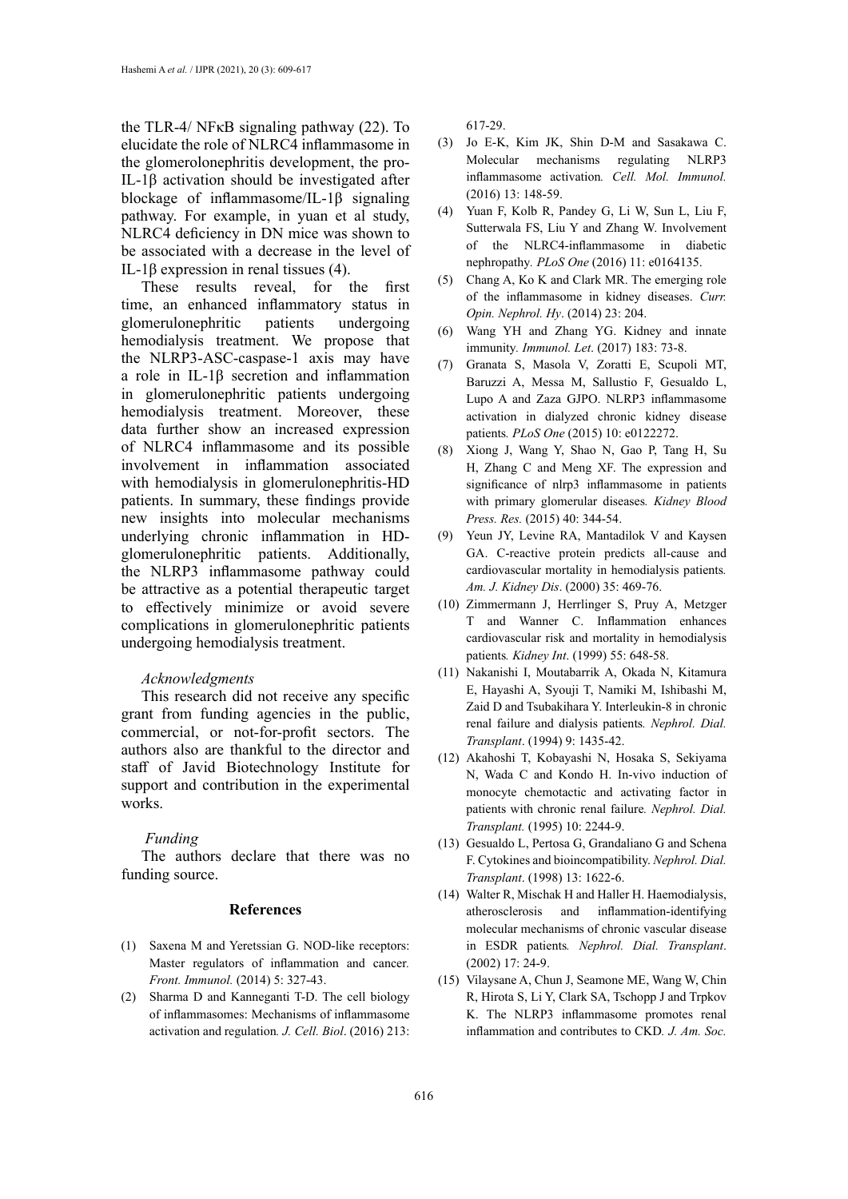the TLR-4/ NFκB signaling pathway (22). To elucidate the role of NLRC4 inflammasome in the glomerolonephritis development, the pro-IL-1β activation should be investigated after blockage of inflammasome/IL-1β signaling pathway. For example, in yuan et al study, NLRC4 deficiency in DN mice was shown to be associated with a decrease in the level of IL-1β expression in renal tissues (4).

These results reveal, for the first time, an enhanced inflammatory status in glomerulonephritic patients undergoing hemodialysis treatment. We propose that the NLRP3-ASC-caspase-1 axis may have a role in IL-1β secretion and inflammation in glomerulonephritic patients undergoing hemodialysis treatment. Moreover, these data further show an increased expression of NLRC4 inflammasome and its possible involvement in inflammation associated with hemodialysis in glomerulonephritis-HD patients. In summary, these findings provide new insights into molecular mechanisms underlying chronic inflammation in HD-glomerulonephritic patients. Additionally, the NLRP3 inflammasome pathway could be attractive as a potential therapeutic target to effectively minimize or avoid severe complications in glomerulonephritic patients undergoing hemodialysis treatment.

*Acknowledgments*

This research did not receive any specific grant from funding agencies in the public, commercial, or not-for-profit sectors. The authors also are thankful to the director and staff of Javid Biotechnology Institute for support and contribution in the experimental works.

*Funding*

The authors declare that there was no funding source.

## References

(1) Saxena M and Yeretssian G. NOD-like receptors: Master regulators of inflammation and cancer. *Front. Immunol.* (2014) 5: 327-43.

(2) Sharma D and Kanneganti T-D. The cell biology of inflammasomes: Mechanisms of inflammasome activation and regulation. *J. Cell. Biol*. (2016) 213: 617-29.

(3) Jo E-K, Kim JK, Shin D-M and Sasakawa C. Molecular mechanisms regulating NLRP3 inflammasome activation. *Cell. Mol. Immunol.* (2016) 13: 148-59.

(4) Yuan F, Kolb R, Pandey G, Li W, Sun L, Liu F, Sutterwala FS, Liu Y and Zhang W. Involvement of the NLRC4-inflammasome in diabetic nephropathy. *PLoS One* (2016) 11: e0164135.

(5) Chang A, Ko K and Clark MR. The emerging role of the inflammasome in kidney diseases. *Curr. Opin. Nephrol. Hy*. (2014) 23: 204.

(6) Wang YH and Zhang YG. Kidney and innate immunity. *Immunol. Let*. (2017) 183: 73-8.

(7) Granata S, Masola V, Zoratti E, Scupoli MT, Baruzzi A, Messa M, Sallustio F, Gesualdo L, Lupo A and Zaza GJPO. NLRP3 inflammasome activation in dialyzed chronic kidney disease patients. *PLoS One* (2015) 10: e0122272.

(8) Xiong J, Wang Y, Shao N, Gao P, Tang H, Su H, Zhang C and Meng XF. The expression and significance of nlrp3 inflammasome in patients with primary glomerular diseases. *Kidney Blood Press. Res.* (2015) 40: 344-54.

(9) Yeun JY, Levine RA, Mantadilok V and Kaysen GA. C-reactive protein predicts all-cause and cardiovascular mortality in hemodialysis patients. *Am. J. Kidney Dis*. (2000) 35: 469-76.

(10) Zimmermann J, Herrlinger S, Pruy A, Metzger T and Wanner C. Inflammation enhances cardiovascular risk and mortality in hemodialysis patients. *Kidney Int*. (1999) 55: 648-58.

(11) Nakanishi I, Moutabarrik A, Okada N, Kitamura E, Hayashi A, Syouji T, Namiki M, Ishibashi M, Zaid D and Tsubakihara Y. Interleukin-8 in chronic renal failure and dialysis patients. *Nephrol. Dial. Transplant*. (1994) 9: 1435-42.

(12) Akahoshi T, Kobayashi N, Hosaka S, Sekiyama N, Wada C and Kondo H. In-vivo induction of monocyte chemotactic and activating factor in patients with chronic renal failure. *Nephrol. Dial. Transplant.* (1995) 10: 2244-9.

(13) Gesualdo L, Pertosa G, Grandaliano G and Schena F. Cytokines and biocompatibility. *Nephrol. Dial. Transplant*. (1998) 13: 1622-6.

(14) Walter R, Mischak H and Haller H. Haemodialysis, atherosclerosis and inflammation-identifying molecular mechanisms of chronic vascular disease in ESDR patients. *Nephrol. Dial. Transplant*. (2002) 17: 24-9.

(15) Vilaysane A, Chun J, Seamone ME, Wang W, Chin R, Hirota S, Li Y, Clark SA, Tschopp J and Trpkov K. The NLRP3 inflammasome promotes renal inflammation and contributes to CKD. *J. Am. Soc.*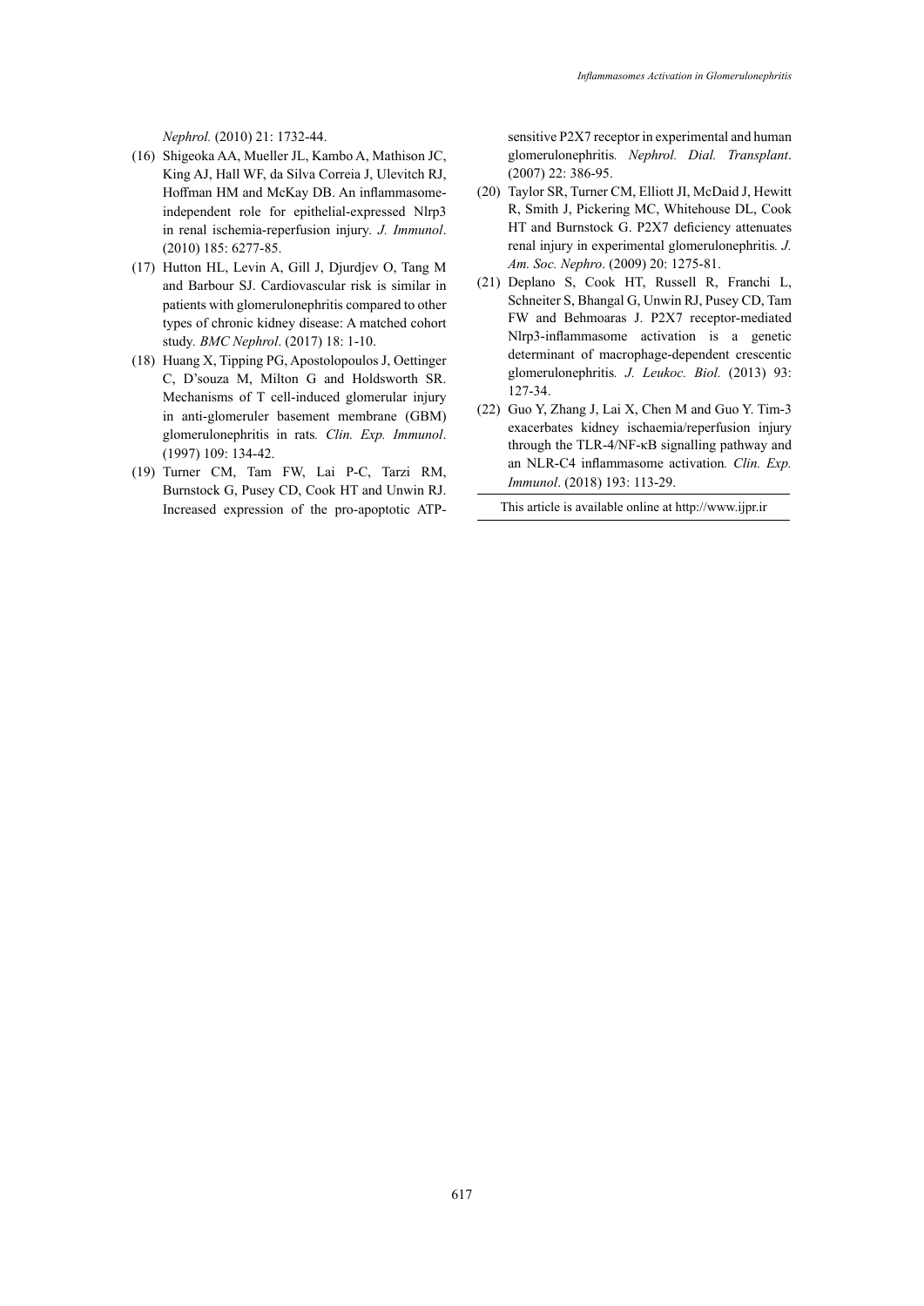*Nephrol.* (2010) 21: 1732-44.

(16) Shigeoka AA, Mueller JL, Kambo A, Mathison JC, King AJ, Hall WF, da Silva Correia J, Ulevitch RJ, Hoffman HM and McKay DB. An inflammasome-independent role for epithelial-expressed Nlrp3 in renal ischemia-reperfusion injury. *J. Immunol*. (2010) 185: 6277-85.

(17) Hutton HL, Levin A, Gill J, Djurdjev O, Tang M and Barbour SJ. Cardiovascular risk is similar in patients with glomerulonephritis compared to other types of chronic kidney disease: A matched cohort study. *BMC Nephrol*. (2017) 18: 1-10.

(18) Huang X, Tipping PG, Apostolopoulos J, Oettinger C, D'souza M, Milton G and Holdsworth SR. Mechanisms of T cell-induced glomerular injury in anti-glomeruler basement membrane (GBM) glomerulonephritis in rats. *Clin. Exp. Immunol*. (1997) 109: 134-42.

(19) Turner CM, Tam FW, Lai P-C, Tarzi RM, Burnstock G, Pusey CD, Cook HT and Unwin RJ. Increased expression of the pro-apoptotic ATP-sensitive P2X7 receptor in experimental and human glomerulonephritis. *Nephrol. Dial. Transplant*. (2007) 22: 386-95.

(20) Taylor SR, Turner CM, Elliott JI, McDaid J, Hewitt R, Smith J, Pickering MC, Whitehouse DL, Cook HT and Burnstock G. P2X7 deficiency attenuates renal injury in experimental glomerulonephritis. *J. Am. Soc. Nephro*. (2009) 20: 1275-81.

(21) Deplano S, Cook HT, Russell R, Franchi L, Schneiter S, Bhangal G, Unwin RJ, Pusey CD, Tam FW and Behmoaras J. P2X7 receptor-mediated Nlrp3-inflammasome activation is a genetic determinant of macrophage-dependent crescentic glomerulonephritis. *J. Leukoc. Biol.* (2013) 93: 127-34.

(22) Guo Y, Zhang J, Lai X, Chen M and Guo Y. Tim-3 exacerbates kidney ischaemia/reperfusion injury through the TLR-4/NF-κB signalling pathway and an NLR-C4 inflammasome activation. *Clin. Exp. Immunol*. (2018) 193: 113-29.

This article is available online at http://www.ijpr.ir